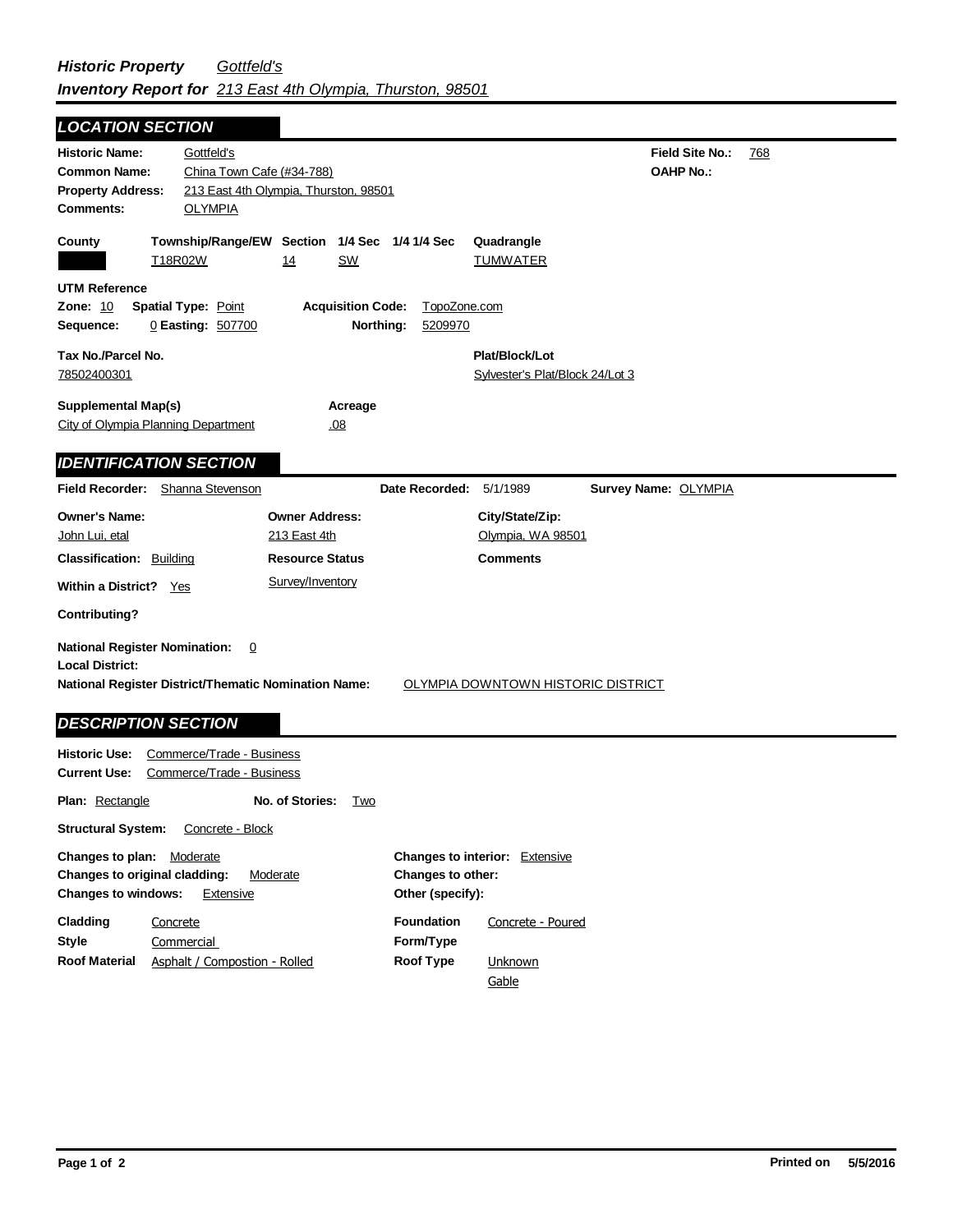***Historic Property Inventory Report for*** *Gottfeld's* *213 East 4th Olympia, Thurston, 98501*

## LOCATION SECTION

**Historic Name:** Gottfeld's
**Field Site No.:** 768
**Common Name:** China Town Cafe (#34-788)
**OAHP No.:**
**Property Address:** 213 East 4th Olympia, Thurston, 98501
**Comments:** OLYMPIA

| County | Township/Range/EW | Section | 1/4 Sec | 1/4 1/4 Sec | Quadrangle |
|---|---|---|---|---|---|
| | T18R02W | 14 | SW | | TUMWATER |

**UTM Reference**
**Zone:** 10 **Spatial Type:** Point **Acquisition Code:** TopoZone.com
**Sequence:** 0 **Easting:** 507700 **Northing:** 5209970

**Tax No./Parcel No.:** 78502400301
**Plat/Block/Lot:** Sylvester's Plat/Block 24/Lot 3

**Supplemental Map(s):** City of Olympia Planning Department
**Acreage:** .08

## IDENTIFICATION SECTION

**Field Recorder:** Shanna Stevenson **Date Recorded:** 5/1/1989 **Survey Name:** OLYMPIA

**Owner's Name:** John Lui, etal
**Owner Address:** 213 East 4th
**City/State/Zip:** Olympia, WA 98501

**Classification:** Building
**Resource Status:** Survey/Inventory
**Comments**

**Within a District?** Yes

**Contributing?**

**National Register Nomination:** 0
**Local District:**
**National Register District/Thematic Nomination Name:** OLYMPIA DOWNTOWN HISTORIC DISTRICT

## DESCRIPTION SECTION

**Historic Use:** Commerce/Trade - Business
**Current Use:** Commerce/Trade - Business

**Plan:** Rectangle **No. of Stories:** Two

**Structural System:** Concrete - Block

**Changes to plan:** Moderate
**Changes to original cladding:** Moderate
**Changes to windows:** Extensive
**Changes to interior:** Extensive
**Changes to other:**
**Other (specify):**

**Cladding:** Concrete
**Style:** Commercial
**Roof Material:** Asphalt / Compostion - Rolled
**Foundation:** Concrete - Poured
**Form/Type:**
**Roof Type:** Unknown, Gable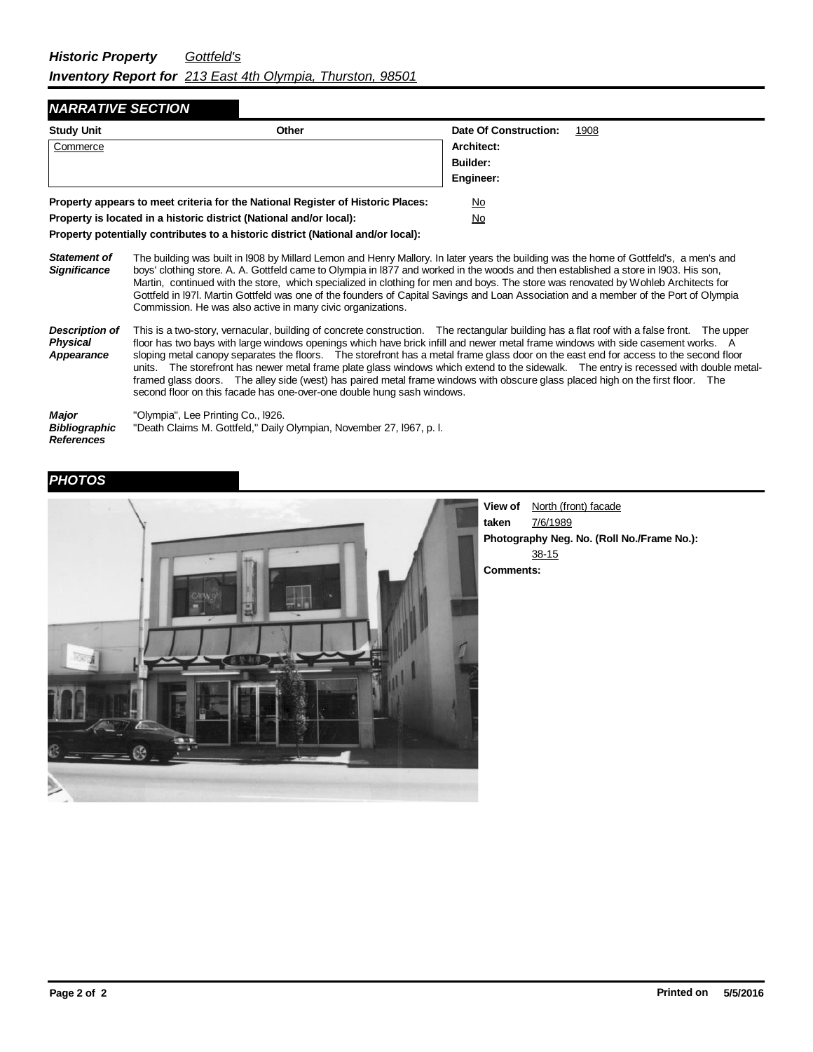***Historic Property Inventory Report for*** *Gottfeld's*
*213 East 4th Olympia, Thurston, 98501*

## NARRATIVE SECTION

| Study Unit | Other | | |
|---|---|---|---|
| Commerce | | Date Of Construction: | 1908 |
| | | Architect: | |
| | | Builder: | |
| | | Engineer: | |

**Property appears to meet criteria for the National Register of Historic Places:** No

**Property is located in a historic district (National and/or local):** No

**Property potentially contributes to a historic district (National and/or local):**

***Statement of Significance***

The building was built in l908 by Millard Lemon and Henry Mallory. In later years the building was the home of Gottfeld's, a men's and boys' clothing store. A. A. Gottfeld came to Olympia in l877 and worked in the woods and then established a store in l903. His son, Martin, continued with the store, which specialized in clothing for men and boys. The store was renovated by Wohleb Architects for Gottfeld in l97l. Martin Gottfeld was one of the founders of Capital Savings and Loan Association and a member of the Port of Olympia Commission. He was also active in many civic organizations.

***Description of Physical Appearance***

This is a two-story, vernacular, building of concrete construction. The rectangular building has a flat roof with a false front. The upper floor has two bays with large windows openings which have brick infill and newer metal frame windows with side casement works. A sloping metal canopy separates the floors. The storefront has a metal frame glass door on the east end for access to the second floor units. The storefront has newer metal frame plate glass windows which extend to the sidewalk. The entry is recessed with double metal-framed glass doors. The alley side (west) has paired metal frame windows with obscure glass placed high on the first floor. The second floor on this facade has one-over-one double hung sash windows.

***Major Bibliographic References***

"Olympia", Lee Printing Co., l926.
"Death Claims M. Gottfeld," Daily Olympian, November 27, l967, p. l.

## PHOTOS

**View of** North (front) facade
**taken** 7/6/1989
**Photography Neg. No. (Roll No./Frame No.):** 38-15
**Comments:**

Printed on 5/5/2016